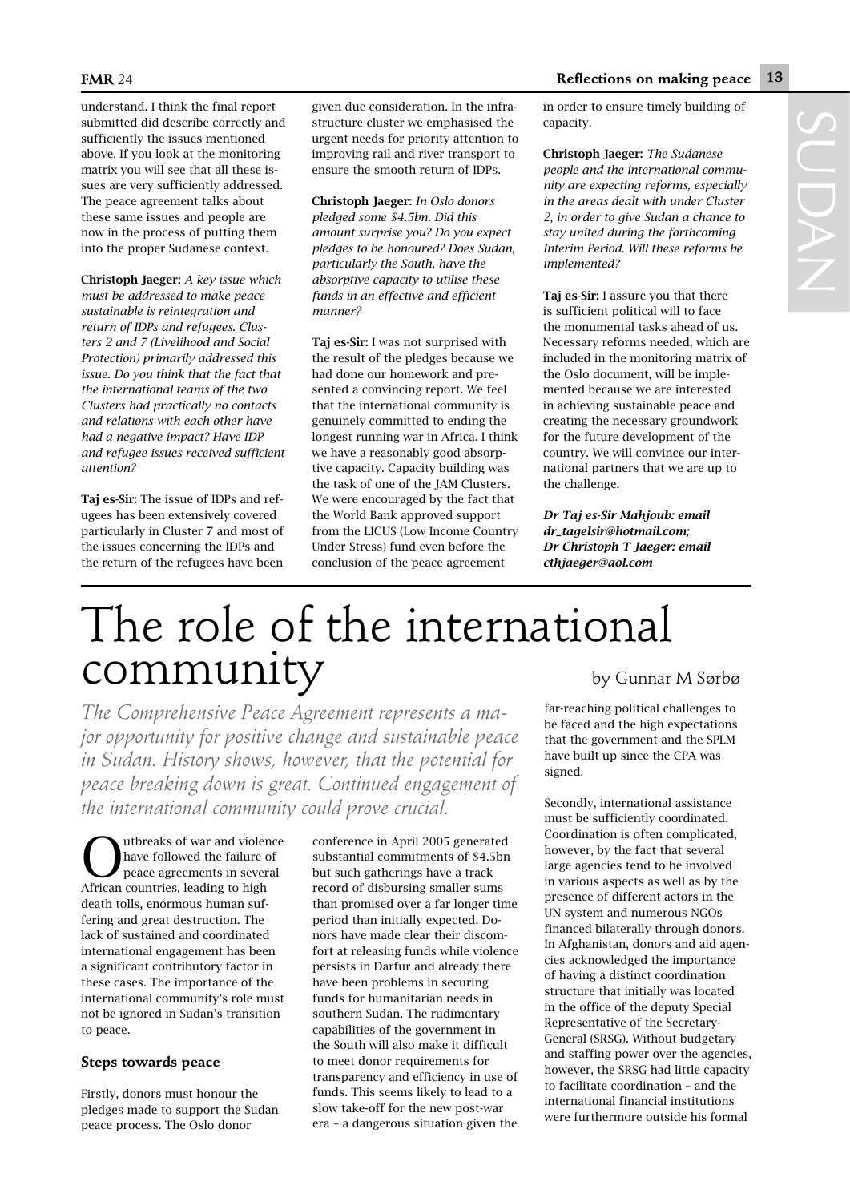understand. I think the final report submitted did describe correctly and sufficiently the issues mentioned above. If you look at the monitoring matrix you will see that all these issues are very sufficiently addressed. The peace agreement talks about these same issues and people are now in the process of putting them into the proper Sudanese context.

**Christoph Jaeger:** *A key issue which must be addressed to make peace sustainable is reintegration and return of IDPs and refugees. Clusters 2 and 7 (Livelihood and Social Protection) primarily addressed this issue. Do you think that the fact that the international teams of the two Clusters had practically no contacts and relations with each other have had a negative impact? Have IDP and refugee issues received sufficient attention?*

**Taj es-Sir:** The issue of IDPs and refugees has been extensively covered particularly in Cluster 7 and most of the issues concerning the IDPs and the return of the refugees have been given due consideration. In the infrastructure cluster we emphasised the urgent needs for priority attention to improving rail and river transport to ensure the smooth return of IDPs.

**Christoph Jaeger:** *In Oslo donors pledged some $4.5bn. Did this amount surprise you? Do you expect pledges to be honoured? Does Sudan, particularly the South, have the absorptive capacity to utilise these funds in an effective and efficient manner?*

**Taj es-Sir:** I was not surprised with the result of the pledges because we had done our homework and presented a convincing report. We feel that the international community is genuinely committed to ending the longest running war in Africa. I think we have a reasonably good absorptive capacity. Capacity building was the task of one of the JAM Clusters. We were encouraged by the fact that the World Bank approved support from the LICUS (Low Income Country Under Stress) fund even before the conclusion of the peace agreement in order to ensure timely building of capacity.

**Christoph Jaeger:** *The Sudanese people and the international community are expecting reforms, especially in the areas dealt with under Cluster 2, in order to give Sudan a chance to stay united during the forthcoming Interim Period. Will these reforms be implemented?*

**Taj es-Sir:** I assure you that there is sufficient political will to face the monumental tasks ahead of us. Necessary reforms needed, which are included in the monitoring matrix of the Oslo document, will be implemented because we are interested in achieving sustainable peace and creating the necessary groundwork for the future development of the country. We will convince our international partners that we are up to the challenge.

***Dr Taj es-Sir Mahjoub: email dr_tagelsir@hotmail.com; Dr Christoph T Jaeger: email cthjaeger@aol.com***

# The role of the international community

by Gunnar M Sørbø

*The Comprehensive Peace Agreement represents a major opportunity for positive change and sustainable peace in Sudan. History shows, however, that the potential for peace breaking down is great. Continued engagement of the international community could prove crucial.*

Outbreaks of war and violence have followed the failure of peace agreements in several African countries, leading to high death tolls, enormous human suffering and great destruction. The lack of sustained and coordinated international engagement has been a significant contributory factor in these cases. The importance of the international community's role must not be ignored in Sudan's transition to peace.

### Steps towards peace

Firstly, donors must honour the pledges made to support the Sudan peace process. The Oslo donor conference in April 2005 generated substantial commitments of $4.5bn but such gatherings have a track record of disbursing smaller sums than promised over a far longer time period than initially expected. Donors have made clear their discomfort at releasing funds while violence persists in Darfur and already there have been problems in securing funds for humanitarian needs in southern Sudan. The rudimentary capabilities of the government in the South will also make it difficult to meet donor requirements for transparency and efficiency in use of funds. This seems likely to lead to a slow take-off for the new post-war era – a dangerous situation given the far-reaching political challenges to be faced and the high expectations that the government and the SPLM have built up since the CPA was signed.

Secondly, international assistance must be sufficiently coordinated. Coordination is often complicated, however, by the fact that several large agencies tend to be involved in various aspects as well as by the presence of different actors in the UN system and numerous NGOs financed bilaterally through donors. In Afghanistan, donors and aid agencies acknowledged the importance of having a distinct coordination structure that initially was located in the office of the deputy Special Representative of the Secretary-General (SRSG). Without budgetary and staffing power over the agencies, however, the SRSG had little capacity to facilitate coordination – and the international financial institutions were furthermore outside his formal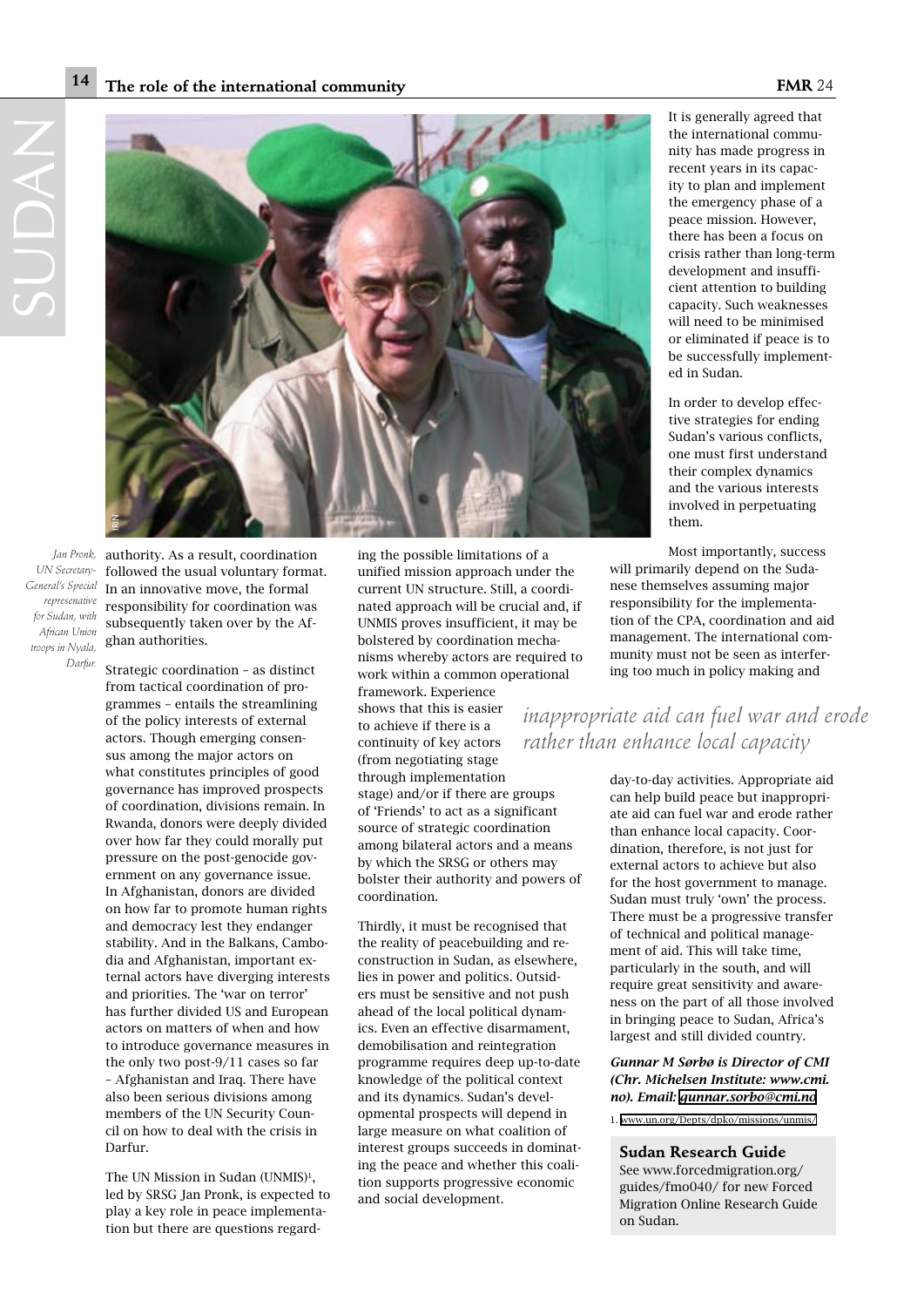It is generally agreed that the international community has made progress in recent years in its capacity to plan and implement the emergency phase of a peace mission. However, there has been a focus on crisis rather than long-term development and insufficient attention to building capacity. Such weaknesses will need to be minimised or eliminated if peace is to be successfully implemented in Sudan.

In order to develop effective strategies for ending Sudan's various conflicts, one must first understand their complex dynamics and the various interests involved in perpetuating them.

*Jan Pronk, UN Secretary-General's Special represenative for Sudan, with African Union troops in Nyala, Darfur.*

authority. As a result, coordination followed the usual voluntary format. In an innovative move, the formal responsibility for coordination was subsequently taken over by the Afghan authorities.

Strategic coordination – as distinct from tactical coordination of programmes – entails the streamlining of the policy interests of external actors. Though emerging consensus among the major actors on what constitutes principles of good governance has improved prospects of coordination, divisions remain. In Rwanda, donors were deeply divided over how far they could morally put pressure on the post-genocide government on any governance issue. In Afghanistan, donors are divided on how far to promote human rights and democracy lest they endanger stability. And in the Balkans, Cambodia and Afghanistan, important external actors have diverging interests and priorities. The 'war on terror' has further divided US and European actors on matters of when and how to introduce governance measures in the only two post-9/11 cases so far – Afghanistan and Iraq. There have also been serious divisions among members of the UN Security Council on how to deal with the crisis in Darfur.

The UN Mission in Sudan (UNMIS)[1], led by SRSG Jan Pronk, is expected to play a key role in peace implementation but there are questions regarding the possible limitations of a unified mission approach under the current UN structure. Still, a coordinated approach will be crucial and, if UNMIS proves insufficient, it may be bolstered by coordination mechanisms whereby actors are required to work within a common operational framework. Experience shows that this is easier to achieve if there is a continuity of key actors (from negotiating stage through implementation stage) and/or if there are groups of 'Friends' to act as a significant source of strategic coordination among bilateral actors and a means by which the SRSG or others may bolster their authority and powers of coordination.

Thirdly, it must be recognised that the reality of peacebuilding and reconstruction in Sudan, as elsewhere, lies in power and politics. Outsiders must be sensitive and not push ahead of the local political dynamics. Even an effective disarmament, demobilisation and reintegration programme requires deep up-to-date knowledge of the political context and its dynamics. Sudan's developmental prospects will depend in large measure on what coalition of interest groups succeeds in dominating the peace and whether this coalition supports progressive economic and social development.

Most importantly, success will primarily depend on the Sudanese themselves assuming major responsibility for the implementation of the CPA, coordination and aid management. The international community must not be seen as interfering too much in policy making and day-to-day activities. Appropriate aid can help build peace but inappropriate aid can fuel war and erode rather than enhance local capacity. Coordination, therefore, is not just for external actors to achieve but also for the host government to manage. Sudan must truly 'own' the process. There must be a progressive transfer of technical and political management of aid. This will take time, particularly in the south, and will require great sensitivity and awareness on the part of all those involved in bringing peace to Sudan, Africa's largest and still divided country.

*inappropriate aid can fuel war and erode rather than enhance local capacity*

***Gunnar M Sørbø is Director of CMI (Chr. Michelsen Institute: www.cmi.no). Email: gunnar.sorbo@cmi.no***

1. www.un.org/Depts/dpko/missions/unmis/

**Sudan Research Guide**

See www.forcedmigration.org/guides/fmo040/ for new Forced Migration Online Research Guide on Sudan.